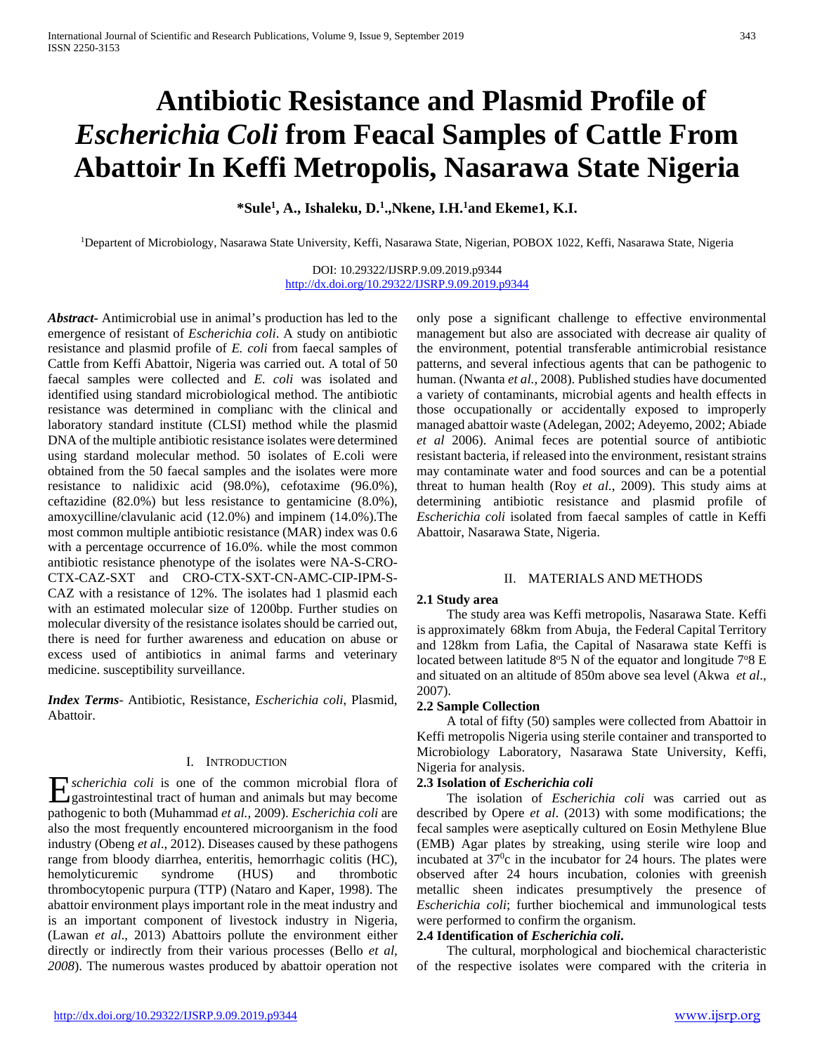# Antibiotic Resistance and Plasmid Profile of *Escherichia Coli* from Feacal Samples of Cattle From Abattoir In Keffi Metropolis, Nasarawa State Nigeria

**\*Sule[1], A., Ishaleku, D.[1].,Nkene, I.H.[1]and Ekeme1, K.I.**

[1]Departent of Microbiology, Nasarawa State University, Keffi, Nasarawa State, Nigerian, POBOX 1022, Keffi, Nasarawa State, Nigeria

DOI: 10.29322/IJSRP.9.09.2019.p9344
http://dx.doi.org/10.29322/IJSRP.9.09.2019.p9344

***Abstract***- Antimicrobial use in animal's production has led to the emergence of resistant of *Escherichia coli*. A study on antibiotic resistance and plasmid profile of *E. coli* from faecal samples of Cattle from Keffi Abattoir, Nigeria was carried out. A total of 50 faecal samples were collected and *E. coli* was isolated and identified using standard microbiological method. The antibiotic resistance was determined in complianc with the clinical and laboratory standard institute (CLSI) method while the plasmid DNA of the multiple antibiotic resistance isolates were determined using stardand molecular method. 50 isolates of E.coli were obtained from the 50 faecal samples and the isolates were more resistance to nalidixic acid (98.0%), cefotaxime (96.0%), ceftazidine (82.0%) but less resistance to gentamicine (8.0%), amoxycilline/clavulanic acid (12.0%) and impinem (14.0%).The most common multiple antibiotic resistance (MAR) index was 0.6 with a percentage occurrence of 16.0%. while the most common antibiotic resistance phenotype of the isolates were NA-S-CRO-CTX-CAZ-SXT and CRO-CTX-SXT-CN-AMC-CIP-IPM-S-CAZ with a resistance of 12%. The isolates had 1 plasmid each with an estimated molecular size of 1200bp. Further studies on molecular diversity of the resistance isolates should be carried out, there is need for further awareness and education on abuse or excess used of antibiotics in animal farms and veterinary medicine. susceptibility surveillance.

***Index Terms***- Antibiotic, Resistance, *Escherichia coli*, Plasmid, Abattoir.

## I. Introduction

*Escherichia coli* is one of the common microbial flora of gastrointestinal tract of human and animals but may become pathogenic to both (Muhammad *et al.,* 2009). *Escherichia coli* are also the most frequently encountered microorganism in the food industry (Obeng *et al*., 2012). Diseases caused by these pathogens range from bloody diarrhea, enteritis, hemorrhagic colitis (HC), hemolyticuremic syndrome (HUS) and thrombotic thrombocytopenic purpura (TTP) (Nataro and Kaper, 1998). The abattoir environment plays important role in the meat industry and is an important component of livestock industry in Nigeria, (Lawan *et al*., 2013) Abattoirs pollute the environment either directly or indirectly from their various processes (Bello *et al, 2008*). The numerous wastes produced by abattoir operation not only pose a significant challenge to effective environmental management but also are associated with decrease air quality of the environment, potential transferable antimicrobial resistance patterns, and several infectious agents that can be pathogenic to human. (Nwanta *et al.,* 2008). Published studies have documented a variety of contaminants, microbial agents and health effects in those occupationally or accidentally exposed to improperly managed abattoir waste (Adelegan, 2002; Adeyemo, 2002; Abiade *et al* 2006). Animal feces are potential source of antibiotic resistant bacteria, if released into the environment, resistant strains may contaminate water and food sources and can be a potential threat to human health (Roy *et al.*, 2009). This study aims at determining antibiotic resistance and plasmid profile of *Escherichia coli* isolated from faecal samples of cattle in Keffi Abattoir, Nasarawa State, Nigeria.

## II. Materials and Methods

### 2.1 Study area

The study area was Keffi metropolis, Nasarawa State. Keffi is approximately 68km from Abuja, the Federal Capital Territory and 128km from Lafia, the Capital of Nasarawa state Keffi is located between latitude 8°5 N of the equator and longitude 7°8 E and situated on an altitude of 850m above sea level (Akwa *et al*., 2007).

### 2.2 Sample Collection

A total of fifty (50) samples were collected from Abattoir in Keffi metropolis Nigeria using sterile container and transported to Microbiology Laboratory, Nasarawa State University, Keffi, Nigeria for analysis.

### 2.3 Isolation of *Escherichia coli*

The isolation of *Escherichia coli* was carried out as described by Opere *et al*. (2013) with some modifications; the fecal samples were aseptically cultured on Eosin Methylene Blue (EMB) Agar plates by streaking, using sterile wire loop and incubated at 37$^0$c in the incubator for 24 hours. The plates were observed after 24 hours incubation, colonies with greenish metallic sheen indicates presumptively the presence of *Escherichia coli*; further biochemical and immunological tests were performed to confirm the organism.

### 2.4 Identification of *Escherichia coli.*

The cultural, morphological and biochemical characteristic of the respective isolates were compared with the criteria in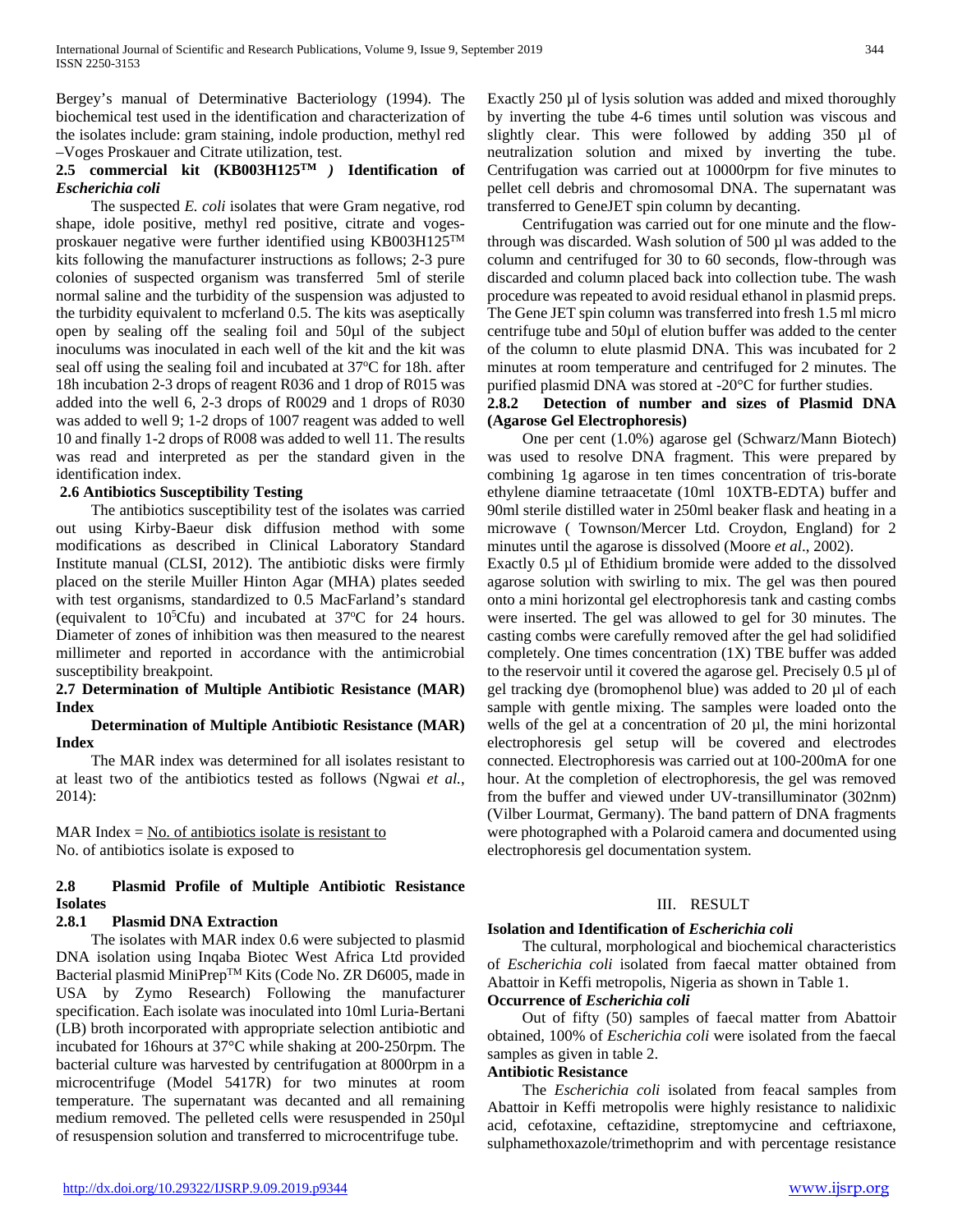Bergey's manual of Determinative Bacteriology (1994). The biochemical test used in the identification and characterization of the isolates include: gram staining, indole production, methyl red –Voges Proskauer and Citrate utilization, test.

### 2.5 commercial kit (KB003H125$^{TM}$ ) Identification of *Escherichia coli*

The suspected *E. coli* isolates that were Gram negative, rod shape, idole positive, methyl red positive, citrate and voges-proskauer negative were further identified using KB003H125$^{TM}$ kits following the manufacturer instructions as follows; 2-3 pure colonies of suspected organism was transferred 5ml of sterile normal saline and the turbidity of the suspension was adjusted to the turbidity equivalent to mcferland 0.5. The kits was aseptically open by sealing off the sealing foil and 50µl of the subject inoculums was inoculated in each well of the kit and the kit was seal off using the sealing foil and incubated at 37$^{o}$C for 18h. after 18h incubation 2-3 drops of reagent R036 and 1 drop of R015 was added into the well 6, 2-3 drops of R0029 and 1 drops of R030 was added to well 9; 1-2 drops of 1007 reagent was added to well 10 and finally 1-2 drops of R008 was added to well 11. The results was read and interpreted as per the standard given in the identification index.

### 2.6 Antibiotics Susceptibility Testing

The antibiotics susceptibility test of the isolates was carried out using Kirby-Baeur disk diffusion method with some modifications as described in Clinical Laboratory Standard Institute manual (CLSI, 2012). The antibiotic disks were firmly placed on the sterile Muiller Hinton Agar (MHA) plates seeded with test organisms, standardized to 0.5 MacFarland's standard (equivalent to 10$^{5}$Cfu) and incubated at 37$^{o}$C for 24 hours. Diameter of zones of inhibition was then measured to the nearest millimeter and reported in accordance with the antimicrobial susceptibility breakpoint.

### 2.7 Determination of Multiple Antibiotic Resistance (MAR) Index

**Determination of Multiple Antibiotic Resistance (MAR) Index**

The MAR index was determined for all isolates resistant to at least two of the antibiotics tested as follows (Ngwai *et al.*, 2014):

$$\text{MAR Index} = \frac{\text{No. of antibiotics isolate is resistant to}}{\text{No. of antibiotics isolate is exposed to}}$$

### 2.8 Plasmid Profile of Multiple Antibiotic Resistance Isolates

#### 2.8.1 Plasmid DNA Extraction

The isolates with MAR index 0.6 were subjected to plasmid DNA isolation using Inqaba Biotec West Africa Ltd provided Bacterial plasmid MiniPrep$^{TM}$ Kits (Code No. ZR D6005, made in USA by Zymo Research) Following the manufacturer specification. Each isolate was inoculated into 10ml Luria-Bertani (LB) broth incorporated with appropriate selection antibiotic and incubated for 16hours at 37°C while shaking at 200-250rpm. The bacterial culture was harvested by centrifugation at 8000rpm in a microcentrifuge (Model 5417R) for two minutes at room temperature. The supernatant was decanted and all remaining medium removed. The pelleted cells were resuspended in 250µl of resuspension solution and transferred to microcentrifuge tube.

Exactly 250 µl of lysis solution was added and mixed thoroughly by inverting the tube 4-6 times until solution was viscous and slightly clear. This were followed by adding 350 µl of neutralization solution and mixed by inverting the tube. Centrifugation was carried out at 10000rpm for five minutes to pellet cell debris and chromosomal DNA. The supernatant was transferred to GeneJET spin column by decanting.

Centrifugation was carried out for one minute and the flow-through was discarded. Wash solution of 500 µl was added to the column and centrifuged for 30 to 60 seconds, flow-through was discarded and column placed back into collection tube. The wash procedure was repeated to avoid residual ethanol in plasmid preps. The Gene JET spin column was transferred into fresh 1.5 ml micro centrifuge tube and 50µl of elution buffer was added to the center of the column to elute plasmid DNA. This was incubated for 2 minutes at room temperature and centrifuged for 2 minutes. The purified plasmid DNA was stored at -20°C for further studies.

#### 2.8.2 Detection of number and sizes of Plasmid DNA (Agarose Gel Electrophoresis)

One per cent (1.0%) agarose gel (Schwarz/Mann Biotech) was used to resolve DNA fragment. This were prepared by combining 1g agarose in ten times concentration of tris-borate ethylene diamine tetraacetate (10ml 10XTB-EDTA) buffer and 90ml sterile distilled water in 250ml beaker flask and heating in a microwave ( Townson/Mercer Ltd. Croydon, England) for 2 minutes until the agarose is dissolved (Moore *et al*., 2002).

Exactly 0.5 µl of Ethidium bromide were added to the dissolved agarose solution with swirling to mix. The gel was then poured onto a mini horizontal gel electrophoresis tank and casting combs were inserted. The gel was allowed to gel for 30 minutes. The casting combs were carefully removed after the gel had solidified completely. One times concentration (1X) TBE buffer was added to the reservoir until it covered the agarose gel. Precisely 0.5 µl of gel tracking dye (bromophenol blue) was added to 20 µl of each sample with gentle mixing. The samples were loaded onto the wells of the gel at a concentration of 20 µl, the mini horizontal electrophoresis gel setup will be covered and electrodes connected. Electrophoresis was carried out at 100-200mA for one hour. At the completion of electrophoresis, the gel was removed from the buffer and viewed under UV-transilluminator (302nm) (Vilber Lourmat, Germany). The band pattern of DNA fragments were photographed with a Polaroid camera and documented using electrophoresis gel documentation system.

## III. RESULT

**Isolation and Identification of *Escherichia coli***

The cultural, morphological and biochemical characteristics of *Escherichia coli* isolated from faecal matter obtained from Abattoir in Keffi metropolis, Nigeria as shown in Table 1.

**Occurrence of *Escherichia coli***

Out of fifty (50) samples of faecal matter from Abattoir obtained, 100% of *Escherichia coli* were isolated from the faecal samples as given in table 2.

**Antibiotic Resistance**

The *Escherichia coli* isolated from feacal samples from Abattoir in Keffi metropolis were highly resistance to nalidixic acid, cefotaxine, ceftazidine, streptomycine and ceftriaxone, sulphamethoxazole/trimethoprim and with percentage resistance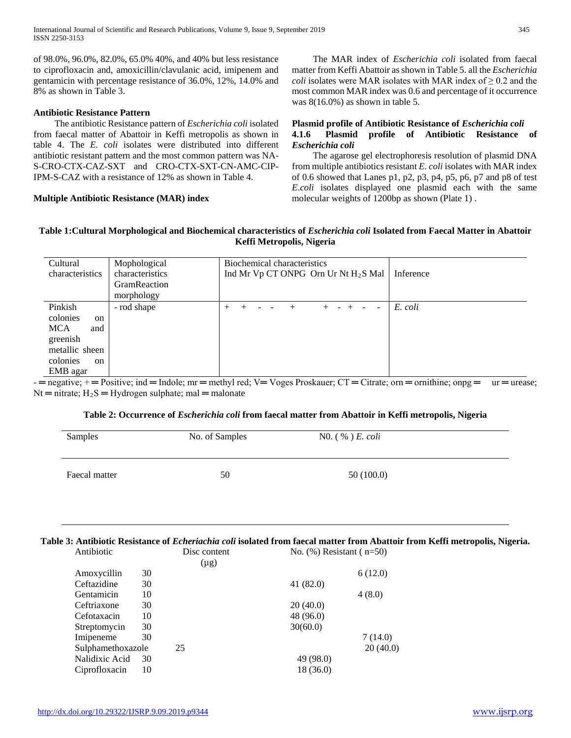of 98.0%, 96.0%, 82.0%, 65.0% 40%, and 40% but less resistance to ciprofloxacin and, amoxicillin/clavulanic acid, imipenem and gentamicin with percentage resistance of 36.0%, 12%, 14.0% and 8% as shown in Table 3.

**Antibiotic Resistance Pattern**

The antibiotic Resistance pattern of *Escherichia coli* isolated from faecal matter of Abattoir in Keffi metropolis as shown in table 4. The *E. coli* isolates were distributed into different antibiotic resistant pattern and the most common pattern was NA-S-CRO-CTX-CAZ-SXT and CRO-CTX-SXT-CN-AMC-CIP-IPM-S-CAZ with a resistance of 12% as shown in Table 4.

**Multiple Antibiotic Resistance (MAR) index**

The MAR index of *Escherichia coli* isolated from faecal matter from Keffi Abattoir as shown in Table 5. all the *Escherichia coli* isolates were MAR isolates with MAR index of ≥ 0.2 and the most common MAR index was 0.6 and percentage of it occurrence was 8(16.0%) as shown in table 5.

**Plasmid profile of Antibiotic Resistance of *Escherichia coli***

**4.1.6 Plasmid profile of Antibiotic Resistance of *Escherichia coli***

The agarose gel electrophoresis resolution of plasmid DNA from multiple antibiotics resistant *E. coli* isolates with MAR index of 0.6 showed that Lanes p1, p2, p3, p4, p5, p6, p7 and p8 of test *E.coli* isolates displayed one plasmid each with the same molecular weights of 1200bp as shown (Plate 1) .

**Table 1:Cultural Morphological and Biochemical characteristics of *Escherichia coli* Isolated from Faecal Matter in Abattoir Keffi Metropolis, Nigeria**

| Cultural characteristics | Mophological characteristics GramReaction morphology | Biochemical characteristics Ind Mr Vp CT ONPG Orn Ur Nt $H_2S$ Mal | Inference |
|---|---|---|---|
| Pinkish colonies on MCA and greenish metallic sheen colonies on EMB agar | - rod shape | + + - - + + - + - - | *E. coli* |

- = negative; + = Positive; ind = Indole; mr = methyl red; V= Voges Proskauer; CT = Citrate; orn = ornithine; onpg = ur = urease; Nt = nitrate; $H_2S$ = Hydrogen sulphate; mal = malonate

**Table 2: Occurrence of *Escherichia coli* from faecal matter from Abattoir in Keffi metropolis, Nigeria**

| Samples | No. of Samples | N0. ( % ) *E. coli* |
|---|---|---|
| Faecal matter | 50 | 50 (100.0) |

**Table 3: Antibiotic Resistance of *Echeriachia coli* isolated from faecal matter from Abattoir from Keffi metropolis, Nigeria.**

| Antibiotic | Disc content (µg) | No. (%) Resistant ( n=50) |
|---|---|---|
| Amoxycillin | 30 | 6 (12.0) |
| Ceftazidine | 30 | 41 (82.0) |
| Gentamicin | 10 | 4 (8.0) |
| Ceftriaxone | 30 | 20 (40.0) |
| Cefotaxacin | 10 | 48 (96.0) |
| Streptomycin | 30 | 30(60.0) |
| Imipeneme | 30 | 7 (14.0) |
| Sulphamethoxazole | 25 | 20 (40.0) |
| Nalidixic Acid | 30 | 49 (98.0) |
| Ciprofloxacin | 10 | 18 (36.0) |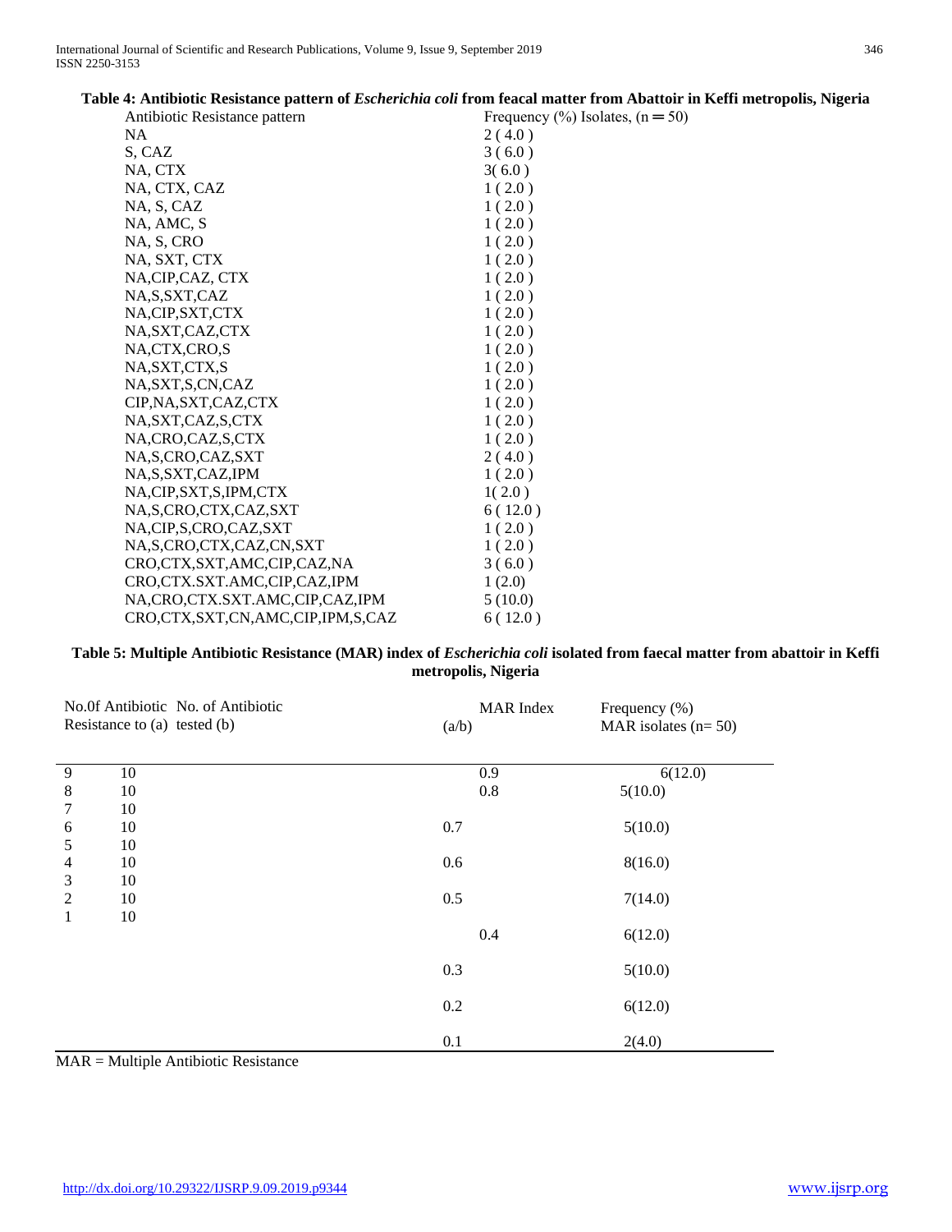**Table 4: Antibiotic Resistance pattern of *Escherichia coli* from feacal matter from Abattoir in Keffi metropolis, Nigeria**

| Antibiotic Resistance pattern | Frequency (%) Isolates, (n = 50) |
|---|---|
| NA | 2 ( 4.0 ) |
| S, CAZ | 3 ( 6.0 ) |
| NA, CTX | 3( 6.0 ) |
| NA, CTX, CAZ | 1 ( 2.0 ) |
| NA, S, CAZ | 1 ( 2.0 ) |
| NA, AMC, S | 1 ( 2.0 ) |
| NA, S, CRO | 1 ( 2.0 ) |
| NA, SXT, CTX | 1 ( 2.0 ) |
| NA,CIP,CAZ, CTX | 1 ( 2.0 ) |
| NA,S,SXT,CAZ | 1 ( 2.0 ) |
| NA,CIP,SXT,CTX | 1 ( 2.0 ) |
| NA,SXT,CAZ,CTX | 1 ( 2.0 ) |
| NA,CTX,CRO,S | 1 ( 2.0 ) |
| NA,SXT,CTX,S | 1 ( 2.0 ) |
| NA,SXT,S,CN,CAZ | 1 ( 2.0 ) |
| CIP,NA,SXT,CAZ,CTX | 1 ( 2.0 ) |
| NA,SXT,CAZ,S,CTX | 1 ( 2.0 ) |
| NA,CRO,CAZ,S,CTX | 1 ( 2.0 ) |
| NA,S,CRO,CAZ,SXT | 2 ( 4.0 ) |
| NA,S,SXT,CAZ,IPM | 1 ( 2.0 ) |
| NA,CIP,SXT,S,IPM,CTX | 1( 2.0 ) |
| NA,S,CRO,CTX,CAZ,SXT | 6 ( 12.0 ) |
| NA,CIP,S,CRO,CAZ,SXT | 1 ( 2.0 ) |
| NA,S,CRO,CTX,CAZ,CN,SXT | 1 ( 2.0 ) |
| CRO,CTX,SXT,AMC,CIP,CAZ,NA | 3 ( 6.0 ) |
| CRO,CTX.SXT.AMC,CIP,CAZ,IPM | 1 (2.0) |
| NA,CRO,CTX.SXT.AMC,CIP,CAZ,IPM | 5 (10.0) |
| CRO,CTX,SXT,CN,AMC,CIP,IPM,S,CAZ | 6 ( 12.0 ) |

**Table 5: Multiple Antibiotic Resistance (MAR) index of *Escherichia coli* isolated from faecal matter from abattoir in Keffi metropolis, Nigeria**

| No.0f Antibiotic Resistance to (a) | No. of Antibiotic tested (b) | MAR Index (a/b) | Frequency (%) MAR isolates (n= 50) |
|---|---|---|---|
| 9 | 10 | 0.9 | 6(12.0) |
| 8 | 10 | 0.8 | 5(10.0) |
| 7 | 10 | | |
| 6 | 10 | 0.7 | 5(10.0) |
| 5 | 10 | | |
| 4 | 10 | 0.6 | 8(16.0) |
| 3 | 10 | | |
| 2 | 10 | 0.5 | 7(14.0) |
| 1 | 10 | | |
| | | 0.4 | 6(12.0) |
| | | 0.3 | 5(10.0) |
| | | 0.2 | 6(12.0) |
| | | 0.1 | 2(4.0) |

MAR = Multiple Antibiotic Resistance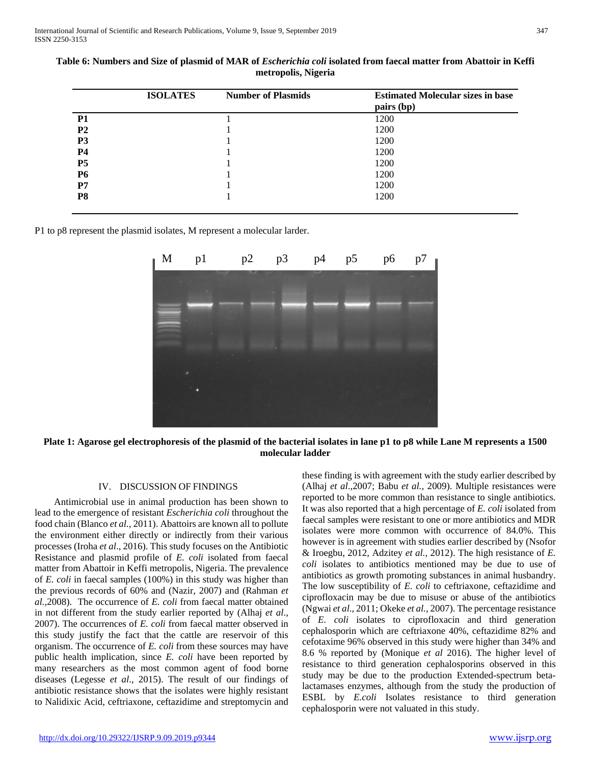**Table 6: Numbers and Size of plasmid of MAR of *Escherichia coli* isolated from faecal matter from Abattoir in Keffi metropolis, Nigeria**

| ISOLATES | Number of Plasmids | Estimated Molecular sizes in base pairs (bp) |
|---|---|---|
| **P1** | 1 | 1200 |
| **P2** | 1 | 1200 |
| **P3** | 1 | 1200 |
| **P4** | 1 | 1200 |
| **P5** | 1 | 1200 |
| **P6** | 1 | 1200 |
| **P7** | 1 | 1200 |
| **P8** | 1 | 1200 |

P1 to p8 represent the plasmid isolates, M represent a molecular larder.

**Plate 1: Agarose gel electrophoresis of the plasmid of the bacterial isolates in lane p1 to p8 while Lane M represents a 1500 molecular ladder**

## IV. DISCUSSION OF FINDINGS

Antimicrobial use in animal production has been shown to lead to the emergence of resistant *Escherichia coli* throughout the food chain (Blanco *et al.,* 2011). Abattoirs are known all to pollute the environment either directly or indirectly from their various processes (Iroha *et al*., 2016). This study focuses on the Antibiotic Resistance and plasmid profile of *E. coli* isolated from faecal matter from Abattoir in Keffi metropolis, Nigeria. The prevalence of *E. coli* in faecal samples (100%) in this study was higher than the previous records of 60% and (Nazir, 2007) and (Rahman *et al.,*2008). The occurrence of *E. coli* from faecal matter obtained in not different from the study earlier reported by (Alhaj *et al*., 2007). The occurrences of *E. coli* from faecal matter observed in this study justify the fact that the cattle are reservoir of this organism. The occurrence of *E. coli* from these sources may have public health implication, since *E. coli* have been reported by many researchers as the most common agent of food borne diseases (Legesse *et al*., 2015). The result of our findings of antibiotic resistance shows that the isolates were highly resistant to Nalidixic Acid, ceftriaxone, ceftazidime and streptomycin and these finding is with agreement with the study earlier described by (Alhaj *et al*.,2007; Babu *et al.,* 2009). Multiple resistances were reported to be more common than resistance to single antibiotics. It was also reported that a high percentage of *E. coli* isolated from faecal samples were resistant to one or more antibiotics and MDR isolates were more common with occurrence of 84.0%. This however is in agreement with studies earlier described by (Nsofor & Iroegbu, 2012, Adzitey *et al.,* 2012). The high resistance of *E. coli* isolates to antibiotics mentioned may be due to use of antibiotics as growth promoting substances in animal husbandry. The low susceptibility of *E. coli* to ceftrixone, ceftazidime and ciprofloxacin may be due to misuse or abuse of the antibiotics (Ngwai *et al*., 2011; Okeke *et al.,* 2007). The percentage resistance of *E. coli* isolates to ciprofloxacin and third generation cephalosporin which are ceftriaxone 40%, ceftazidime 82% and cefotaxime 96% observed in this study were higher than 34% and 8.6 % reported by (Monique *et al* 2016). The higher level of resistance to third generation cephalosporins observed in this study may be due to the production Extended-spectrum beta-lactamases enzymes, although from the study the production of ESBL by *E.coli* Isolates resistance to third generation cephalosporin were not valuated in this study.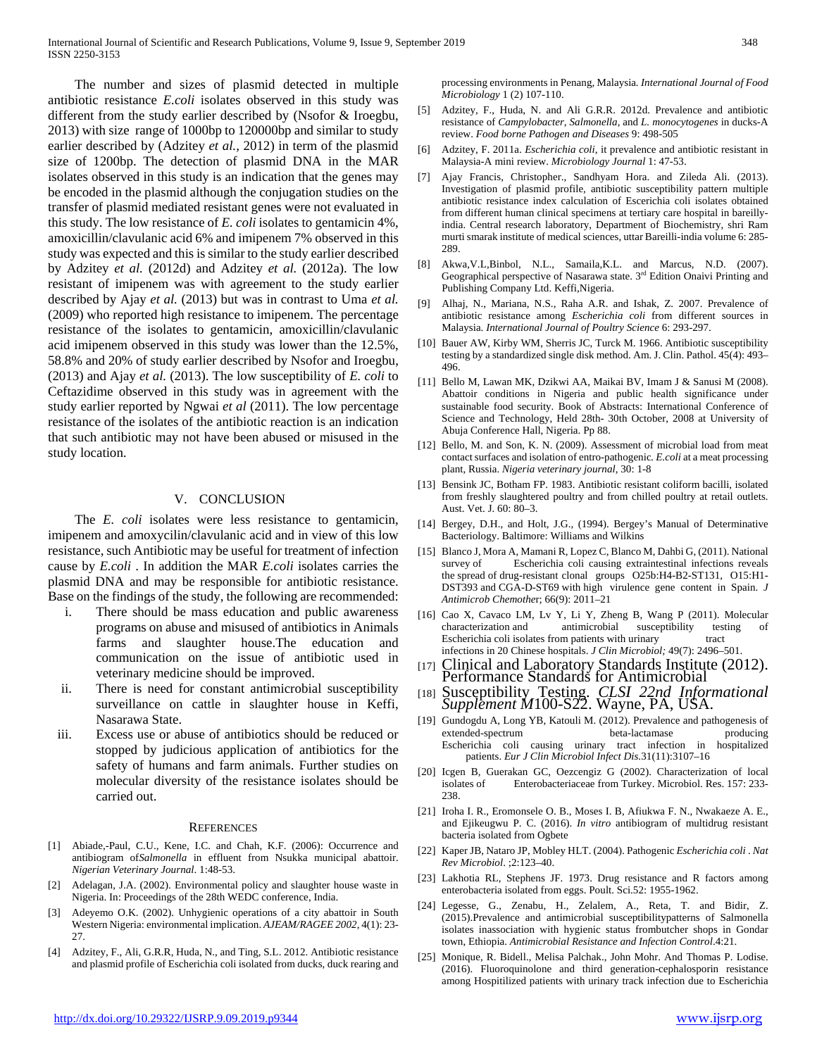The number and sizes of plasmid detected in multiple antibiotic resistance *E.coli* isolates observed in this study was different from the study earlier described by (Nsofor & Iroegbu, 2013) with size range of 1000bp to 120000bp and similar to study earlier described by (Adzitey *et al.,* 2012) in term of the plasmid size of 1200bp. The detection of plasmid DNA in the MAR isolates observed in this study is an indication that the genes may be encoded in the plasmid although the conjugation studies on the transfer of plasmid mediated resistant genes were not evaluated in this study. The low resistance of *E. coli* isolates to gentamicin 4%, amoxicillin/clavulanic acid 6% and imipenem 7% observed in this study was expected and this is similar to the study earlier described by Adzitey *et al.* (2012d) and Adzitey *et al.* (2012a). The low resistant of imipenem was with agreement to the study earlier described by Ajay *et al.* (2013) but was in contrast to Uma *et al.* (2009) who reported high resistance to imipenem. The percentage resistance of the isolates to gentamicin, amoxicillin/clavulanic acid imipenem observed in this study was lower than the 12.5%, 58.8% and 20% of study earlier described by Nsofor and Iroegbu, (2013) and Ajay *et al.* (2013). The low susceptibility of *E. coli* to Ceftazidime observed in this study was in agreement with the study earlier reported by Ngwai *et al* (2011). The low percentage resistance of the isolates of the antibiotic reaction is an indication that such antibiotic may not have been abused or misused in the study location.

## V. CONCLUSION

The *E. coli* isolates were less resistance to gentamicin, imipenem and amoxycilin/clavulanic acid and in view of this low resistance, such Antibiotic may be useful for treatment of infection cause by *E.coli* . In addition the MAR *E.coli* isolates carries the plasmid DNA and may be responsible for antibiotic resistance. Base on the findings of the study, the following are recommended:

i. There should be mass education and public awareness programs on abuse and misused of antibiotics in Animals farms and slaughter house.The education and communication on the issue of antibiotic used in veterinary medicine should be improved.
ii. There is need for constant antimicrobial susceptibility surveillance on cattle in slaughter house in Keffi, Nasarawa State.
iii. Excess use or abuse of antibiotics should be reduced or stopped by judicious application of antibiotics for the safety of humans and farm animals. Further studies on molecular diversity of the resistance isolates should be carried out.

## REFERENCES

[1] Abiade,-Paul, C.U., Kene, I.C. and Chah, K.F. (2006): Occurrence and antibiogram of*Salmonella* in effluent from Nsukka municipal abattoir. *Nigerian Veterinary Journal*. 1:48-53.

[2] Adelagan, J.A. (2002). Environmental policy and slaughter house waste in Nigeria. In: Proceedings of the 28th WEDC conference, India.

[3] Adeyemo O.K. (2002). Unhygienic operations of a city abattoir in South Western Nigeria: environmental implication. *AJEAM/RAGEE 2002*, 4(1): 23-27.

[4] Adzitey, F., Ali, G.R.R, Huda, N., and Ting, S.L. 2012. Antibiotic resistance and plasmid profile of Escherichia coli isolated from ducks, duck rearing and processing environments in Penang, Malaysia. *International Journal of Food Microbiology* 1 (2) 107-110.

[5] Adzitey, F., Huda, N. and Ali G.R.R. 2012d. Prevalence and antibiotic resistance of *Campylobacter*, *Salmonella*, and *L. monocytogenes* in ducks-A review. *Food borne Pathogen and Diseases* 9: 498-505

[6] Adzitey, F. 2011a. *Escherichia coli*, it prevalence and antibiotic resistant in Malaysia-A mini review. *Microbiology Journal* 1: 47-53.

[7] Ajay Francis, Christopher., Sandhyam Hora. and Zileda Ali. (2013). Investigation of plasmid profile, antibiotic susceptibility pattern multiple antibiotic resistance index calculation of Escerichia coli isolates obtained from different human clinical specimens at tertiary care hospital in bareilly-india. Central research laboratory, Department of Biochemistry, shri Ram murti smarak institute of medical sciences, uttar Bareilli-india volume 6: 285-289.

[8] Akwa,V.L,Binbol, N.L., Samaila,K.L. and Marcus, N.D. (2007). Geographical perspective of Nasarawa state. 3rd Edition Onaivi Printing and Publishing Company Ltd. Keffi,Nigeria.

[9] Alhaj, N., Mariana, N.S., Raha A.R. and Ishak, Z. 2007. Prevalence of antibiotic resistance among *Escherichia coli* from different sources in Malaysia. *International Journal of Poultry Science* 6: 293-297.

[10] Bauer AW, Kirby WM, Sherris JC, Turck M. 1966. Antibiotic susceptibility testing by a standardized single disk method. Am. J. Clin. Pathol. 45(4): 493–496.

[11] Bello M, Lawan MK, Dzikwi AA, Maikai BV, Imam J & Sanusi M (2008). Abattoir conditions in Nigeria and public health significance under sustainable food security. Book of Abstracts: International Conference of Science and Technology, Held 28th- 30th October, 2008 at University of Abuja Conference Hall, Nigeria. Pp 88.

[12] Bello, M. and Son, K. N. (2009). Assessment of microbial load from meat contact surfaces and isolation of entro-pathogenic. *E.coli* at a meat processing plant, Russia. *Nigeria veterinary journal*, 30: 1-8

[13] Bensink JC, Botham FP. 1983. Antibiotic resistant coliform bacilli, isolated from freshly slaughtered poultry and from chilled poultry at retail outlets. Aust. Vet. J. 60: 80–3.

[14] Bergey, D.H., and Holt, J.G., (1994). Bergey's Manual of Determinative Bacteriology. Baltimore: Williams and Wilkins

[15] Blanco J, Mora A, Mamani R, Lopez C, Blanco M, Dahbi G, (2011). National survey of Escherichia coli causing extraintestinal infections reveals the spread of drug-resistant clonal groups O25b:H4-B2-ST131, O15:H1-DST393 and CGA-D-ST69 with high virulence gene content in Spain. *J Antimicrob Chemothe*r; 66(9): 2011–21

[16] Cao X, Cavaco LM, Lv Y, Li Y, Zheng B, Wang P (2011). Molecular characterization and antimicrobial susceptibility testing of Escherichia coli isolates from patients with urinary tract infections in 20 Chinese hospitals. *J Clin Microbiol;* 49(7): 2496–501.

[17] Clinical and Laboratory Standards Institute (2012). Performance Standards for Antimicrobial

[18] Susceptibility Testing. *CLSI 22nd Informational Supplement M*100-S22. Wayne, PA, USA.

[19] Gundogdu A, Long YB, Katouli M. (2012). Prevalence and pathogenesis of extended-spectrum beta-lactamase producing Escherichia coli causing urinary tract infection in hospitalized patients. *Eur J Clin Microbiol Infect Dis*.31(11):3107–16

[20] Icgen B, Guerakan GC, Oezcengiz G (2002). Characterization of local isolates of Enterobacteriaceae from Turkey. Microbiol. Res. 157: 233-238.

[21] Iroha I. R., Eromonsele O. B., Moses I. B, Afiukwa F. N., Nwakaeze A. E., and Ejikeugwu P. C. (2016). *In vitro* antibiogram of multidrug resistant bacteria isolated from Ogbete

[22] Kaper JB, Nataro JP, Mobley HLT. (2004). Pathogenic *Escherichia coli* . *Nat Rev Microbiol*. ;2:123–40.

[23] Lakhotia RL, Stephens JF. 1973. Drug resistance and R factors among enterobacteria isolated from eggs. Poult. Sci.52: 1955-1962.

[24] Legesse, G., Zenabu, H., Zelalem, A., Reta, T. and Bidir, Z. (2015).Prevalence and antimicrobial susceptibilitypatterns of Salmonella isolates inassociation with hygienic status frombutcher shops in Gondar town, Ethiopia. *Antimicrobial Resistance and Infection Control*.4:21.

[25] Monique, R. Bidell., Melisa Palchak., John Mohr. And Thomas P. Lodise. (2016). Fluoroquinolone and third generation-cephalosporin resistance among Hospitilized patients with urinary track infection due to Escherichia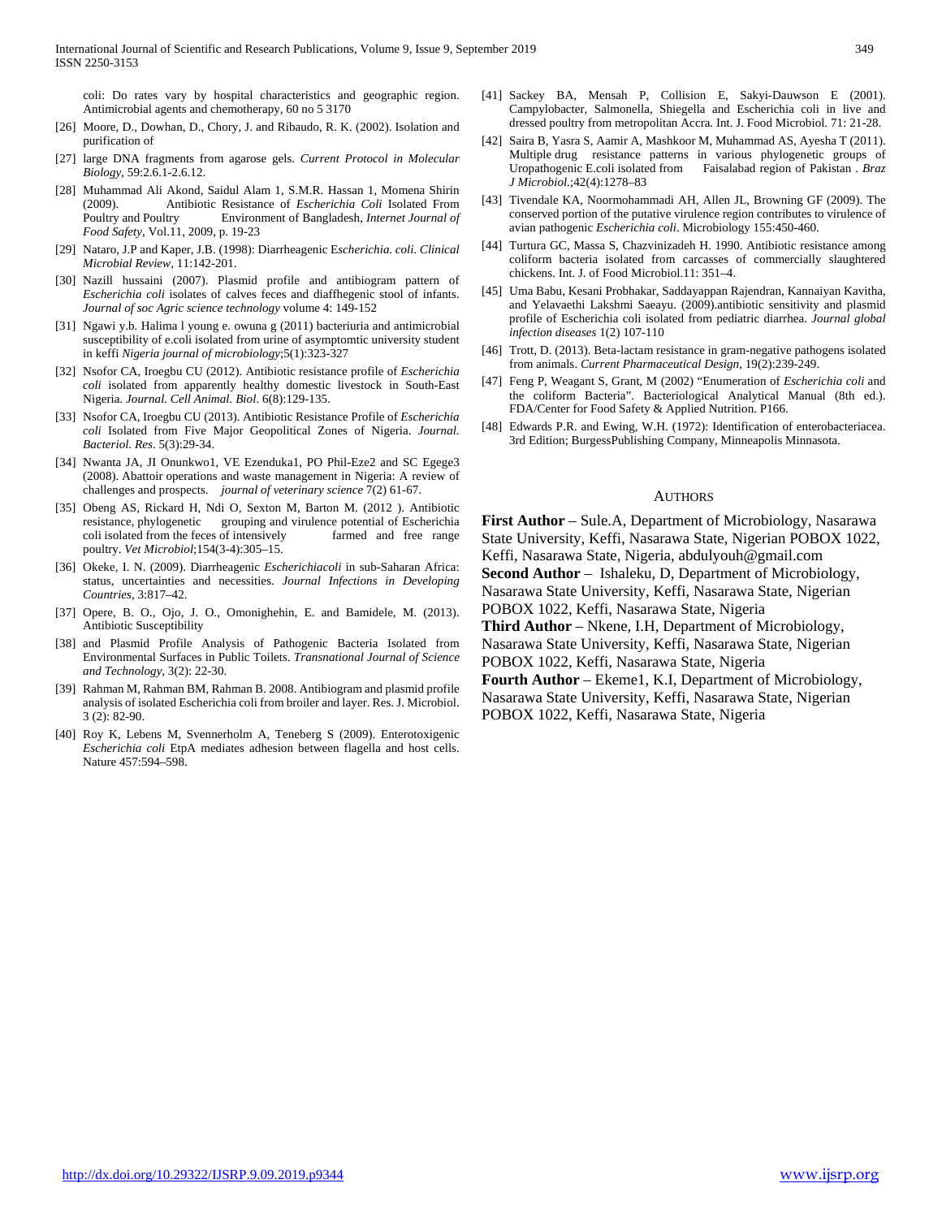coli: Do rates vary by hospital characteristics and geographic region. Antimicrobial agents and chemotherapy, 60 no 5 3170

[26] Moore, D., Dowhan, D., Chory, J. and Ribaudo, R. K. (2002). Isolation and purification of

[27] large DNA fragments from agarose gels. *Current Protocol in Molecular Biology*, 59:2.6.1-2.6.12.

[28] Muhammad Ali Akond, Saidul Alam 1, S.M.R. Hassan 1, Momena Shirin (2009). Antibiotic Resistance of *Escherichia Coli* Isolated From Poultry and Poultry Environment of Bangladesh, *Internet Journal of Food Safety*, Vol.11, 2009, p. 19-23

[29] Nataro, J.P and Kaper, J.B. (1998): Diarrheagenic E*scherichia. coli. Clinical Microbial Review*, 11:142-201.

[30] Nazill hussaini (2007). Plasmid profile and antibiogram pattern of *Escherichia coli* isolates of calves feces and diaffhegenic stool of infants. *Journal of soc Agric science technology* volume 4: 149-152

[31] Ngawi y.b. Halima l young e. owuna g (2011) bacteriuria and antimicrobial susceptibility of e.coli isolated from urine of asymptomtic university student in keffi *Nigeria journal of microbiology*;5(1):323-327

[32] Nsofor CA, Iroegbu CU (2012). Antibiotic resistance profile of *Escherichia coli* isolated from apparently healthy domestic livestock in South-East Nigeria. *Journal. Cell Animal. Biol*. 6(8):129-135.

[33] Nsofor CA, Iroegbu CU (2013). Antibiotic Resistance Profile of *Escherichia coli* Isolated from Five Major Geopolitical Zones of Nigeria. *Journal. Bacteriol. Res*. 5(3):29-34.

[34] Nwanta JA, JI Onunkwo1, VE Ezenduka1, PO Phil-Eze2 and SC Egege3 (2008). Abattoir operations and waste management in Nigeria: A review of challenges and prospects. *journal of veterinary science* 7(2) 61-67.

[35] Obeng AS, Rickard H, Ndi O, Sexton M, Barton M. (2012 ). Antibiotic resistance, phylogenetic grouping and virulence potential of Escherichia coli isolated from the feces of intensively farmed and free range poultry. *Vet Microbiol*;154(3-4):305–15.

[36] Okeke, I. N. (2009). Diarrheagenic *Escherichiacoli* in sub-Saharan Africa: status, uncertainties and necessities. *Journal Infections in Developing Countries*, 3:817–42.

[37] Opere, B. O., Ojo, J. O., Omonighehin, E. and Bamidele, M. (2013). Antibiotic Susceptibility

[38] and Plasmid Profile Analysis of Pathogenic Bacteria Isolated from Environmental Surfaces in Public Toilets. *Transnational Journal of Science and Technology*, 3(2): 22-30.

[39] Rahman M, Rahman BM, Rahman B. 2008. Antibiogram and plasmid profile analysis of isolated Escherichia coli from broiler and layer. Res. J. Microbiol. 3 (2): 82-90.

[40] Roy K, Lebens M, Svennerholm A, Teneberg S (2009). Enterotoxigenic *Escherichia coli* EtpA mediates adhesion between flagella and host cells. Nature 457:594–598.

[41] Sackey BA, Mensah P, Collision E, Sakyi-Dauwson E (2001). Campylobacter, Salmonella, Shiegella and Escherichia coli in live and dressed poultry from metropolitan Accra. Int. J. Food Microbiol. 71: 21-28.

[42] Saira B, Yasra S, Aamir A, Mashkoor M, Muhammad AS, Ayesha T (2011). Multiple drug resistance patterns in various phylogenetic groups of Uropathogenic E.coli isolated from Faisalabad region of Pakistan . *Braz J Microbiol.*;42(4):1278–83

[43] Tivendale KA, Noormohammadi AH, Allen JL, Browning GF (2009). The conserved portion of the putative virulence region contributes to virulence of avian pathogenic *Escherichia coli*. Microbiology 155:450-460.

[44] Turtura GC, Massa S, Chazvinizadeh H. 1990. Antibiotic resistance among coliform bacteria isolated from carcasses of commercially slaughtered chickens. Int. J. of Food Microbiol.11: 351–4.

[45] Uma Babu, Kesani Probhakar, Saddayappan Rajendran, Kannaiyan Kavitha, and Yelavaethi Lakshmi Saeayu. (2009).antibiotic sensitivity and plasmid profile of Escherichia coli isolated from pediatric diarrhea. *Journal global infection diseases* 1(2) 107-110

[46] Trott, D. (2013). Beta-lactam resistance in gram-negative pathogens isolated from animals. *Current Pharmaceutical Design*, 19(2):239-249.

[47] Feng P, Weagant S, Grant, M (2002) "Enumeration of *Escherichia coli* and the coliform Bacteria". Bacteriological Analytical Manual (8th ed.). FDA/Center for Food Safety & Applied Nutrition. P166.

[48] Edwards P.R. and Ewing, W.H. (1972): Identification of enterobacteriacea. 3rd Edition; BurgessPublishing Company, Minneapolis Minnasota.

## AUTHORS

**First Author** – Sule.A, Department of Microbiology, Nasarawa State University, Keffi, Nasarawa State, Nigerian POBOX 1022, Keffi, Nasarawa State, Nigeria, abdulyouh@gmail.com

**Second Author** – Ishaleku, D, Department of Microbiology, Nasarawa State University, Keffi, Nasarawa State, Nigerian POBOX 1022, Keffi, Nasarawa State, Nigeria

**Third Author** – Nkene, I.H, Department of Microbiology, Nasarawa State University, Keffi, Nasarawa State, Nigerian POBOX 1022, Keffi, Nasarawa State, Nigeria

**Fourth Author** – Ekeme1, K.I, Department of Microbiology, Nasarawa State University, Keffi, Nasarawa State, Nigerian POBOX 1022, Keffi, Nasarawa State, Nigeria